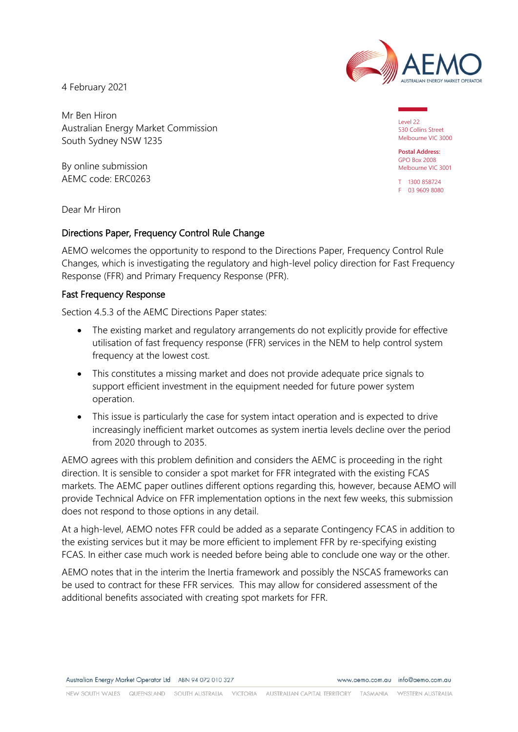4 February 2021

Mr Ben Hiron
Australian Energy Market Commission
South Sydney NSW 1235

By online submission
AEMC code: ERC0263

Level 22
530 Collins Street
Melbourne VIC 3000

**Postal Address:**
GPO Box 2008
Melbourne VIC 3001

T 1300 858724
F 03 9609 8080

Dear Mr Hiron

## Directions Paper, Frequency Control Rule Change

AEMO welcomes the opportunity to respond to the Directions Paper, Frequency Control Rule Changes, which is investigating the regulatory and high-level policy direction for Fast Frequency Response (FFR) and Primary Frequency Response (PFR).

### Fast Frequency Response

Section 4.5.3 of the AEMC Directions Paper states:

- The existing market and regulatory arrangements do not explicitly provide for effective utilisation of fast frequency response (FFR) services in the NEM to help control system frequency at the lowest cost.
- This constitutes a missing market and does not provide adequate price signals to support efficient investment in the equipment needed for future power system operation.
- This issue is particularly the case for system intact operation and is expected to drive increasingly inefficient market outcomes as system inertia levels decline over the period from 2020 through to 2035.

AEMO agrees with this problem definition and considers the AEMC is proceeding in the right direction. It is sensible to consider a spot market for FFR integrated with the existing FCAS markets. The AEMC paper outlines different options regarding this, however, because AEMO will provide Technical Advice on FFR implementation options in the next few weeks, this submission does not respond to those options in any detail.

At a high-level, AEMO notes FFR could be added as a separate Contingency FCAS in addition to the existing services but it may be more efficient to implement FFR by re-specifying existing FCAS. In either case much work is needed before being able to conclude one way or the other.

AEMO notes that in the interim the Inertia framework and possibly the NSCAS frameworks can be used to contract for these FFR services. This may allow for considered assessment of the additional benefits associated with creating spot markets for FFR.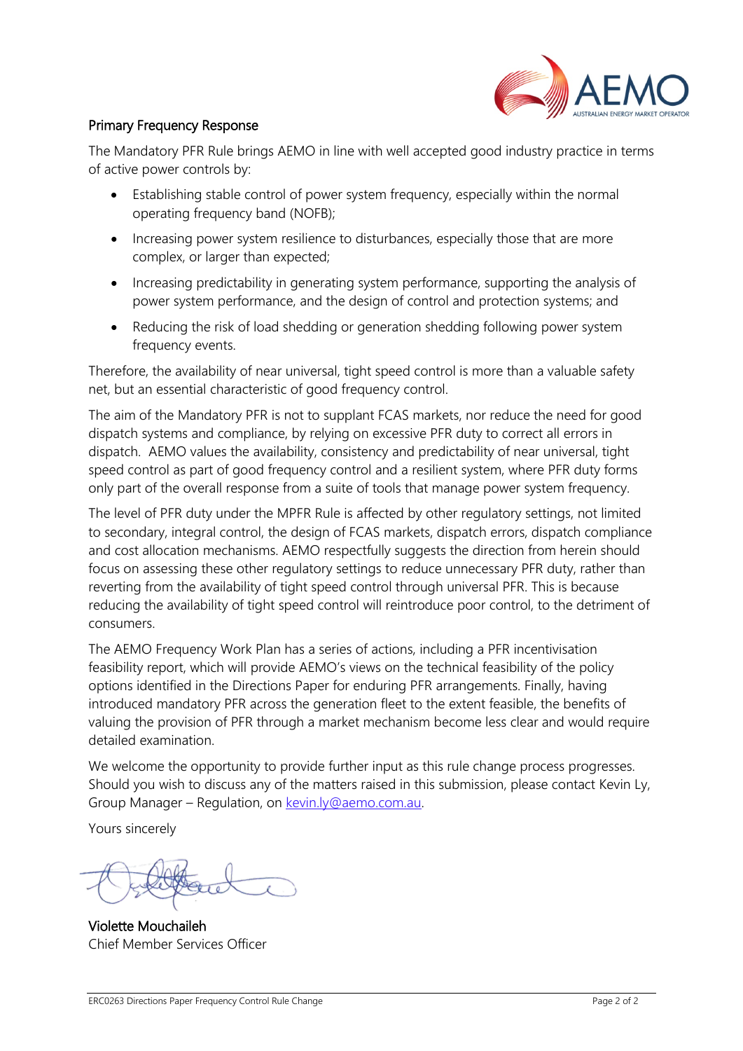## Primary Frequency Response

The Mandatory PFR Rule brings AEMO in line with well accepted good industry practice in terms of active power controls by:

- Establishing stable control of power system frequency, especially within the normal operating frequency band (NOFB);
- Increasing power system resilience to disturbances, especially those that are more complex, or larger than expected;
- Increasing predictability in generating system performance, supporting the analysis of power system performance, and the design of control and protection systems; and
- Reducing the risk of load shedding or generation shedding following power system frequency events.

Therefore, the availability of near universal, tight speed control is more than a valuable safety net, but an essential characteristic of good frequency control.

The aim of the Mandatory PFR is not to supplant FCAS markets, nor reduce the need for good dispatch systems and compliance, by relying on excessive PFR duty to correct all errors in dispatch. AEMO values the availability, consistency and predictability of near universal, tight speed control as part of good frequency control and a resilient system, where PFR duty forms only part of the overall response from a suite of tools that manage power system frequency.

The level of PFR duty under the MPFR Rule is affected by other regulatory settings, not limited to secondary, integral control, the design of FCAS markets, dispatch errors, dispatch compliance and cost allocation mechanisms. AEMO respectfully suggests the direction from herein should focus on assessing these other regulatory settings to reduce unnecessary PFR duty, rather than reverting from the availability of tight speed control through universal PFR. This is because reducing the availability of tight speed control will reintroduce poor control, to the detriment of consumers.

The AEMO Frequency Work Plan has a series of actions, including a PFR incentivisation feasibility report, which will provide AEMO's views on the technical feasibility of the policy options identified in the Directions Paper for enduring PFR arrangements. Finally, having introduced mandatory PFR across the generation fleet to the extent feasible, the benefits of valuing the provision of PFR through a market mechanism become less clear and would require detailed examination.

We welcome the opportunity to provide further input as this rule change process progresses. Should you wish to discuss any of the matters raised in this submission, please contact Kevin Ly, Group Manager – Regulation, on kevin.ly@aemo.com.au.

Yours sincerely

Violette Mouchaileh
Chief Member Services Officer